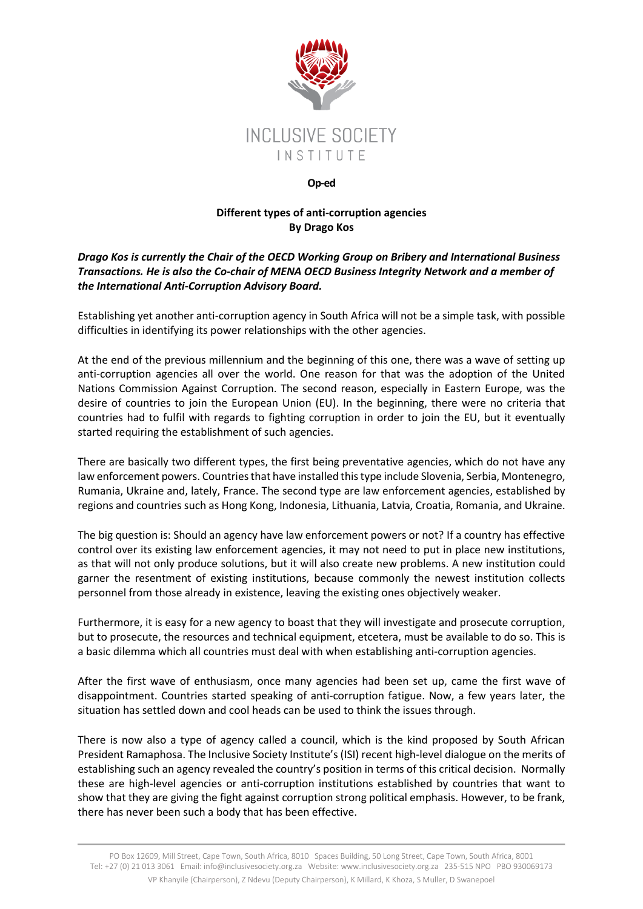INCLUSIVE SOCIETY

INSTITUTE

**Op-ed**

# Different types of anti-corruption agencies

**By Drago Kos**

***Drago Kos is currently the Chair of the OECD Working Group on Bribery and International Business Transactions. He is also the Co-chair of MENA OECD Business Integrity Network and a member of the International Anti-Corruption Advisory Board.***

Establishing yet another anti-corruption agency in South Africa will not be a simple task, with possible difficulties in identifying its power relationships with the other agencies.

At the end of the previous millennium and the beginning of this one, there was a wave of setting up anti-corruption agencies all over the world. One reason for that was the adoption of the United Nations Commission Against Corruption. The second reason, especially in Eastern Europe, was the desire of countries to join the European Union (EU). In the beginning, there were no criteria that countries had to fulfil with regards to fighting corruption in order to join the EU, but it eventually started requiring the establishment of such agencies.

There are basically two different types, the first being preventative agencies, which do not have any law enforcement powers. Countries that have installed this type include Slovenia, Serbia, Montenegro, Rumania, Ukraine and, lately, France. The second type are law enforcement agencies, established by regions and countries such as Hong Kong, Indonesia, Lithuania, Latvia, Croatia, Romania, and Ukraine.

The big question is: Should an agency have law enforcement powers or not? If a country has effective control over its existing law enforcement agencies, it may not need to put in place new institutions, as that will not only produce solutions, but it will also create new problems. A new institution could garner the resentment of existing institutions, because commonly the newest institution collects personnel from those already in existence, leaving the existing ones objectively weaker.

Furthermore, it is easy for a new agency to boast that they will investigate and prosecute corruption, but to prosecute, the resources and technical equipment, etcetera, must be available to do so. This is a basic dilemma which all countries must deal with when establishing anti-corruption agencies.

After the first wave of enthusiasm, once many agencies had been set up, came the first wave of disappointment. Countries started speaking of anti-corruption fatigue. Now, a few years later, the situation has settled down and cool heads can be used to think the issues through.

There is now also a type of agency called a council, which is the kind proposed by South African President Ramaphosa. The Inclusive Society Institute's (ISI) recent high-level dialogue on the merits of establishing such an agency revealed the country's position in terms of this critical decision. Normally these are high-level agencies or anti-corruption institutions established by countries that want to show that they are giving the fight against corruption strong political emphasis. However, to be frank, there has never been such a body that has been effective.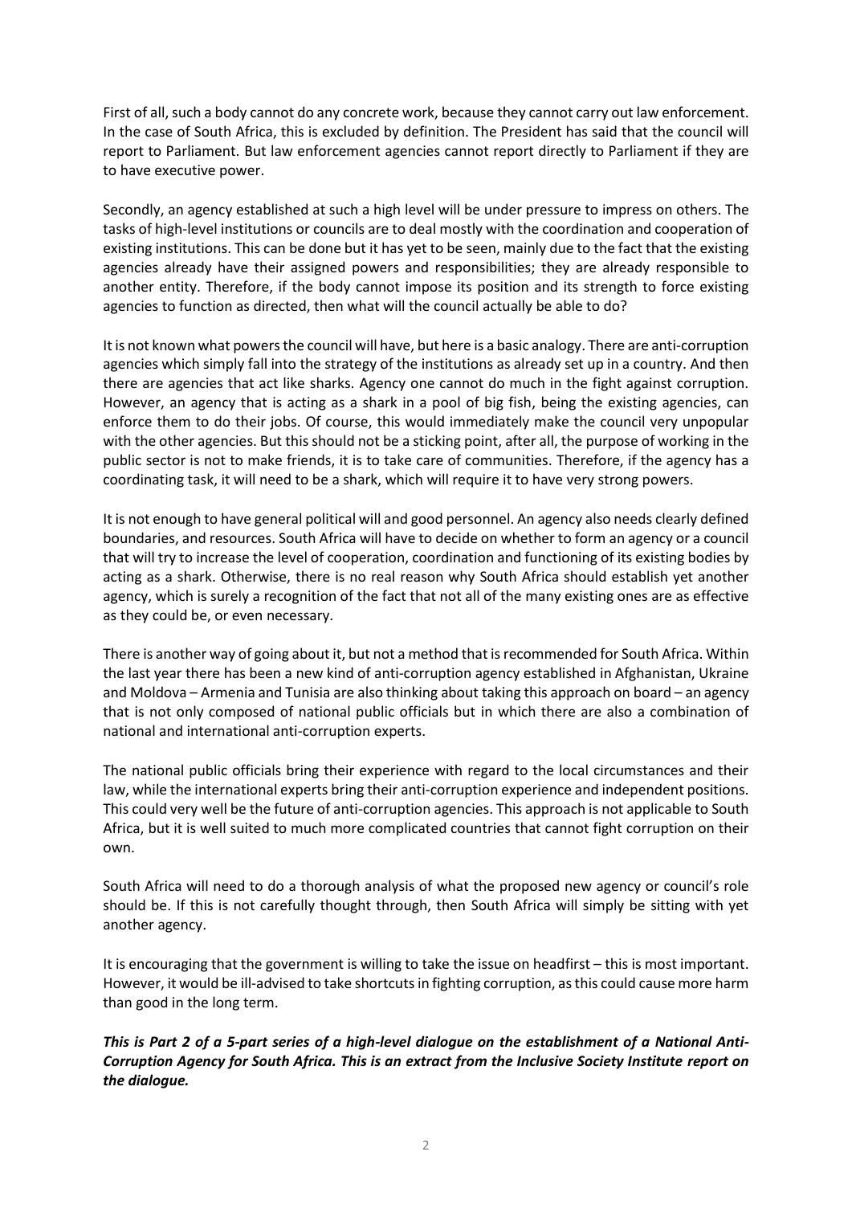First of all, such a body cannot do any concrete work, because they cannot carry out law enforcement. In the case of South Africa, this is excluded by definition. The President has said that the council will report to Parliament. But law enforcement agencies cannot report directly to Parliament if they are to have executive power.

Secondly, an agency established at such a high level will be under pressure to impress on others. The tasks of high-level institutions or councils are to deal mostly with the coordination and cooperation of existing institutions. This can be done but it has yet to be seen, mainly due to the fact that the existing agencies already have their assigned powers and responsibilities; they are already responsible to another entity. Therefore, if the body cannot impose its position and its strength to force existing agencies to function as directed, then what will the council actually be able to do?

It is not known what powers the council will have, but here is a basic analogy. There are anti-corruption agencies which simply fall into the strategy of the institutions as already set up in a country. And then there are agencies that act like sharks. Agency one cannot do much in the fight against corruption. However, an agency that is acting as a shark in a pool of big fish, being the existing agencies, can enforce them to do their jobs. Of course, this would immediately make the council very unpopular with the other agencies. But this should not be a sticking point, after all, the purpose of working in the public sector is not to make friends, it is to take care of communities. Therefore, if the agency has a coordinating task, it will need to be a shark, which will require it to have very strong powers.

It is not enough to have general political will and good personnel. An agency also needs clearly defined boundaries, and resources. South Africa will have to decide on whether to form an agency or a council that will try to increase the level of cooperation, coordination and functioning of its existing bodies by acting as a shark. Otherwise, there is no real reason why South Africa should establish yet another agency, which is surely a recognition of the fact that not all of the many existing ones are as effective as they could be, or even necessary.

There is another way of going about it, but not a method that is recommended for South Africa. Within the last year there has been a new kind of anti-corruption agency established in Afghanistan, Ukraine and Moldova – Armenia and Tunisia are also thinking about taking this approach on board – an agency that is not only composed of national public officials but in which there are also a combination of national and international anti-corruption experts.

The national public officials bring their experience with regard to the local circumstances and their law, while the international experts bring their anti-corruption experience and independent positions. This could very well be the future of anti-corruption agencies. This approach is not applicable to South Africa, but it is well suited to much more complicated countries that cannot fight corruption on their own.

South Africa will need to do a thorough analysis of what the proposed new agency or council's role should be. If this is not carefully thought through, then South Africa will simply be sitting with yet another agency.

It is encouraging that the government is willing to take the issue on headfirst – this is most important. However, it would be ill-advised to take shortcuts in fighting corruption, as this could cause more harm than good in the long term.

***This is Part 2 of a 5-part series of a high-level dialogue on the establishment of a National Anti-Corruption Agency for South Africa. This is an extract from the Inclusive Society Institute report on the dialogue.***